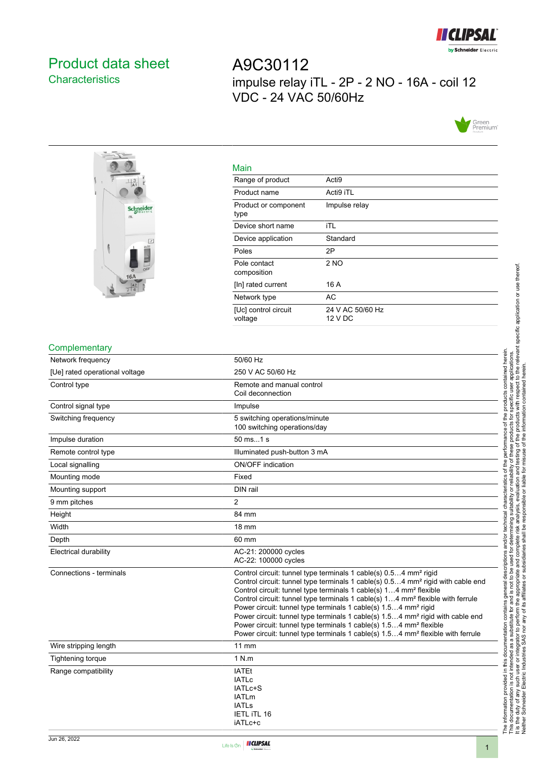# Product data sheet
## Characteristics

# A9C30112
impulse relay iTL - 2P - 2 NO - 16A - coil 12 VDC - 24 VAC 50/60Hz

### Main

| | |
|---|---|
| Range of product | Acti9 |
| Product name | Acti9 iTL |
| Product or component type | Impulse relay |
| Device short name | iTL |
| Device application | Standard |
| Poles | 2P |
| Pole contact composition | 2 NO |
| [In] rated current | 16 A |
| Network type | AC |
| [Uc] control circuit voltage | 24 V AC 50/60 Hz<br>12 V DC |

### Complementary

| | |
|---|---|
| Network frequency | 50/60 Hz |
| [Ue] rated operational voltage | 250 V AC 50/60 Hz |
| Control type | Remote and manual control<br>Coil deconnection |
| Control signal type | Impulse |
| Switching frequency | 5 switching operations/minute<br>100 switching operations/day |
| Impulse duration | 50 ms...1 s |
| Remote control type | Illuminated push-button 3 mA |
| Local signalling | ON/OFF indication |
| Mounting mode | Fixed |
| Mounting support | DIN rail |
| 9 mm pitches | 2 |
| Height | 84 mm |
| Width | 18 mm |
| Depth | 60 mm |
| Electrical durability | AC-21: 200000 cycles<br>AC-22: 100000 cycles |
| Connections - terminals | Control circuit: tunnel type terminals 1 cable(s) 0.5…4 mm² rigid<br>Control circuit: tunnel type terminals 1 cable(s) 0.5…4 mm² rigid with cable end<br>Control circuit: tunnel type terminals 1 cable(s) 1…4 mm² flexible<br>Control circuit: tunnel type terminals 1 cable(s) 1…4 mm² flexible with ferrule<br>Power circuit: tunnel type terminals 1 cable(s) 1.5…4 mm² rigid<br>Power circuit: tunnel type terminals 1 cable(s) 1.5…4 mm² rigid with cable end<br>Power circuit: tunnel type terminals 1 cable(s) 1.5…4 mm² flexible<br>Power circuit: tunnel type terminals 1 cable(s) 1.5…4 mm² flexible with ferrule |
| Wire stripping length | 11 mm |
| Tightening torque | 1 N.m |
| Range compatibility | IATEt<br>IATLc<br>IATLc+S<br>IATLm<br>IATLs<br>IETL iTL 16<br>iATLc+c |

The information provided in this documentation contains general descriptions and/or technical characteristics of the performance of the products contained herein.
This documentation is not intended as a substitute for and is not to be used for determining suitability or reliability of these products for specific user applications.
It is the duty of any such user or integrator to perform the appropriate and complete risk analysis, evaluation and testing of the products with respect to the relevant specific application or use thereof.
Neither Schneider Electric Industries SAS nor any of its affiliates or subsidiaries shall be responsible or liable for misuse of the information contained herein.

Jun 26, 2022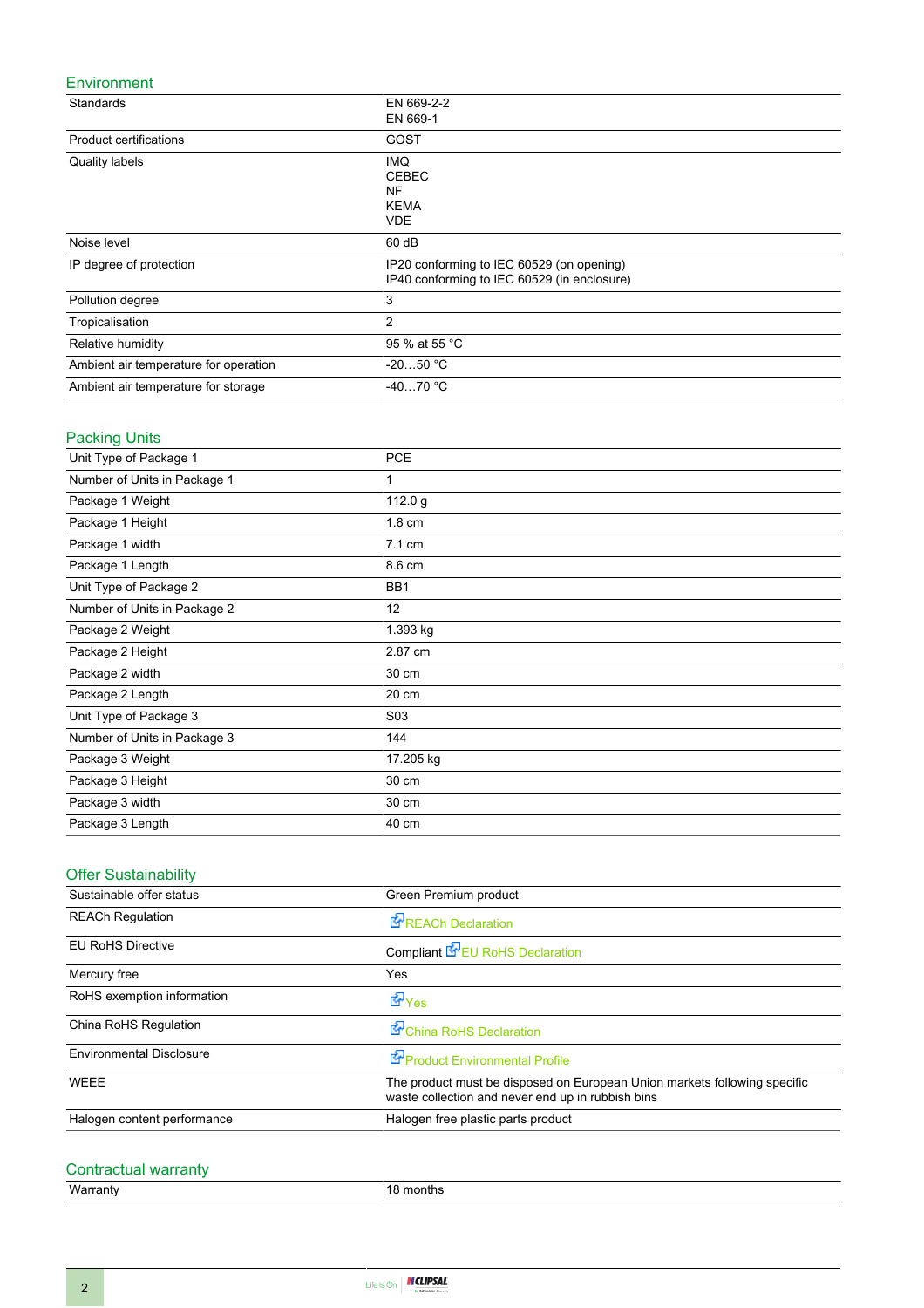## Environment

| | |
|---|---|
| Standards | EN 669-2-2<br>EN 669-1 |
| Product certifications | GOST |
| Quality labels | IMQ<br>CEBEC<br>NF<br>KEMA<br>VDE |
| Noise level | 60 dB |
| IP degree of protection | IP20 conforming to IEC 60529 (on opening)<br>IP40 conforming to IEC 60529 (in enclosure) |
| Pollution degree | 3 |
| Tropicalisation | 2 |
| Relative humidity | 95 % at 55 °C |
| Ambient air temperature for operation | -20…50 °C |
| Ambient air temperature for storage | -40…70 °C |

## Packing Units

| | |
|---|---|
| Unit Type of Package 1 | PCE |
| Number of Units in Package 1 | 1 |
| Package 1 Weight | 112.0 g |
| Package 1 Height | 1.8 cm |
| Package 1 width | 7.1 cm |
| Package 1 Length | 8.6 cm |
| Unit Type of Package 2 | BB1 |
| Number of Units in Package 2 | 12 |
| Package 2 Weight | 1.393 kg |
| Package 2 Height | 2.87 cm |
| Package 2 width | 30 cm |
| Package 2 Length | 20 cm |
| Unit Type of Package 3 | S03 |
| Number of Units in Package 3 | 144 |
| Package 3 Weight | 17.205 kg |
| Package 3 Height | 30 cm |
| Package 3 width | 30 cm |
| Package 3 Length | 40 cm |

## Offer Sustainability

| | |
|---|---|
| Sustainable offer status | Green Premium product |
| REACh Regulation | REACh Declaration |
| EU RoHS Directive | Compliant EU RoHS Declaration |
| Mercury free | Yes |
| RoHS exemption information | Yes |
| China RoHS Regulation | China RoHS Declaration |
| Environmental Disclosure | Product Environmental Profile |
| WEEE | The product must be disposed on European Union markets following specific waste collection and never end up in rubbish bins |
| Halogen content performance | Halogen free plastic parts product |

## Contractual warranty

| | |
|---|---|
| Warranty | 18 months |